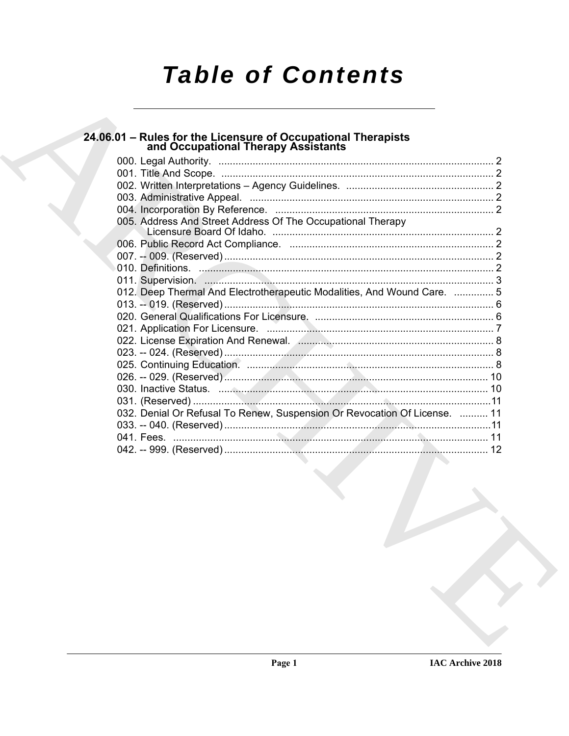# Table of Contents

## 24.06.01 – Rules for the Licensure of Occupational Therapists and Occupational Therapy Assistants

000. Legal Authority. ........................................................................................ 2
001. Title And Scope. ........................................................................................ 2
002. Written Interpretations – Agency Guidelines. .................................................... 2
003. Administrative Appeal. ................................................................................. 2
004. Incorporation By Reference. .......................................................................... 2
005. Address And Street Address Of The Occupational Therapy Licensure Board Of Idaho. ........................................................................... 2
006. Public Record Act Compliance. ...................................................................... 2
007. -- 009. (Reserved) ...................................................................................... 2
010. Definitions. ................................................................................................ 2
011. Supervision. ............................................................................................... 3
012. Deep Thermal And Electrotherapeutic Modalities, And Wound Care. .............. 5
013. -- 019. (Reserved) ...................................................................................... 6
020. General Qualifications For Licensure. ............................................................. 6
021. Application For Licensure. ............................................................................ 7
022. License Expiration And Renewal. .................................................................. 8
023. -- 024. (Reserved) ...................................................................................... 8
025. Continuing Education. .................................................................................. 8
026. -- 029. (Reserved) .................................................................................... 10
030. Inactive Status. ......................................................................................... 10
031. (Reserved) ................................................................................................ 11
032. Denial Or Refusal To Renew, Suspension Or Revocation Of License. .......... 11
033. -- 040. (Reserved) .................................................................................... 11
041. Fees. ........................................................................................................ 11
042. -- 999. (Reserved) .................................................................................... 12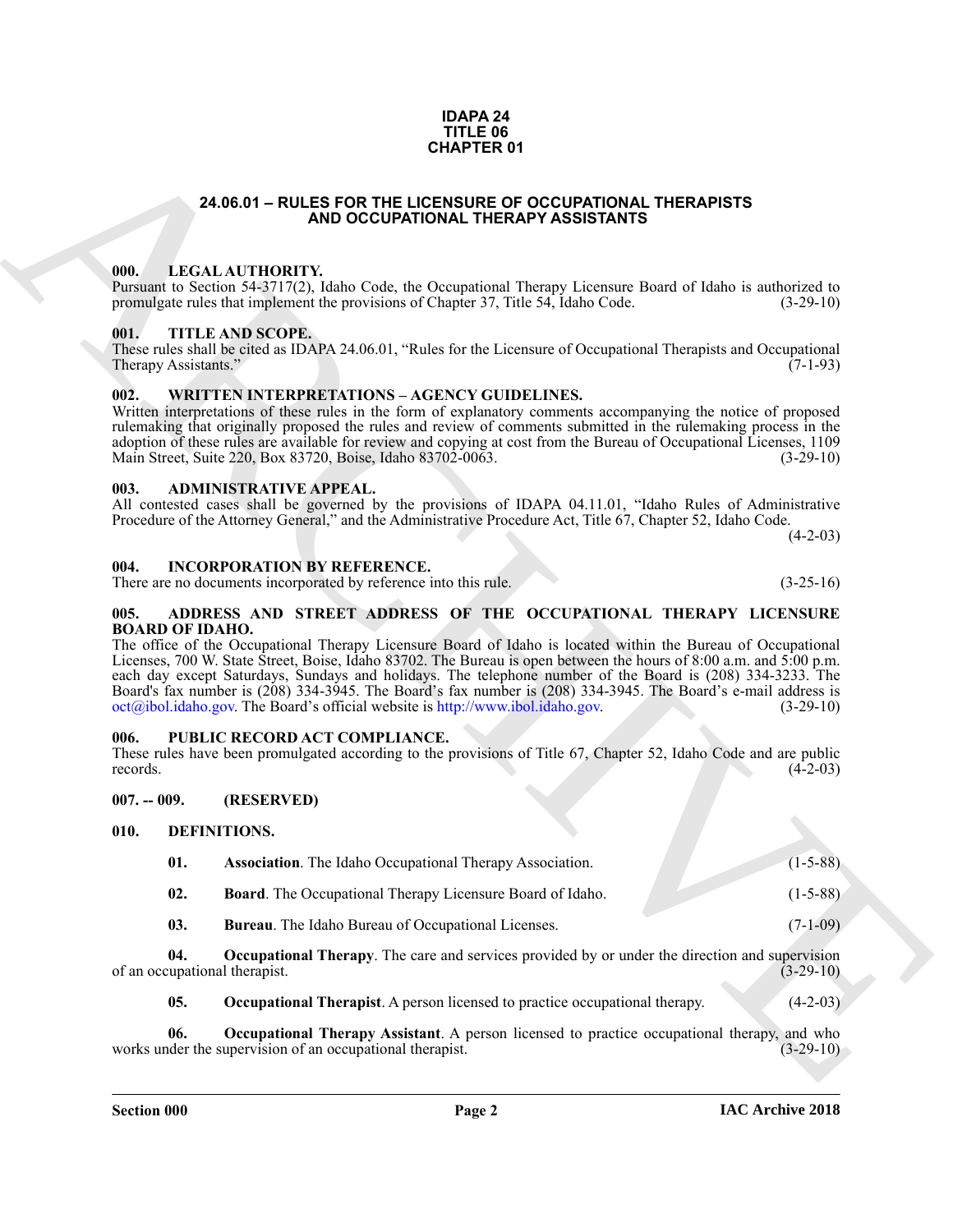**IDAPA 24**
**TITLE 06**
**CHAPTER 01**

## 24.06.01 – RULES FOR THE LICENSURE OF OCCUPATIONAL THERAPISTS AND OCCUPATIONAL THERAPY ASSISTANTS

### 000. LEGAL AUTHORITY.

Pursuant to Section 54-3717(2), Idaho Code, the Occupational Therapy Licensure Board of Idaho is authorized to promulgate rules that implement the provisions of Chapter 37, Title 54, Idaho Code. (3-29-10)

### 001. TITLE AND SCOPE.

These rules shall be cited as IDAPA 24.06.01, "Rules for the Licensure of Occupational Therapists and Occupational Therapy Assistants." (7-1-93)

### 002. WRITTEN INTERPRETATIONS – AGENCY GUIDELINES.

Written interpretations of these rules in the form of explanatory comments accompanying the notice of proposed rulemaking that originally proposed the rules and review of comments submitted in the rulemaking process in the adoption of these rules are available for review and copying at cost from the Bureau of Occupational Licenses, 1109 Main Street, Suite 220, Box 83720, Boise, Idaho 83702-0063. (3-29-10)

### 003. ADMINISTRATIVE APPEAL.

All contested cases shall be governed by the provisions of IDAPA 04.11.01, "Idaho Rules of Administrative Procedure of the Attorney General," and the Administrative Procedure Act, Title 67, Chapter 52, Idaho Code. (4-2-03)

### 004. INCORPORATION BY REFERENCE.

There are no documents incorporated by reference into this rule. (3-25-16)

### 005. ADDRESS AND STREET ADDRESS OF THE OCCUPATIONAL THERAPY LICENSURE BOARD OF IDAHO.

The office of the Occupational Therapy Licensure Board of Idaho is located within the Bureau of Occupational Licenses, 700 W. State Street, Boise, Idaho 83702. The Bureau is open between the hours of 8:00 a.m. and 5:00 p.m. each day except Saturdays, Sundays and holidays. The telephone number of the Board is (208) 334-3233. The Board's fax number is (208) 334-3945. The Board's fax number is (208) 334-3945. The Board's e-mail address is oct@ibol.idaho.gov. The Board's official website is http://www.ibol.idaho.gov. (3-29-10)

### 006. PUBLIC RECORD ACT COMPLIANCE.

These rules have been promulgated according to the provisions of Title 67, Chapter 52, Idaho Code and are public records. (4-2-03)

### 007. -- 009. (RESERVED)

### 010. DEFINITIONS.

**01. Association**. The Idaho Occupational Therapy Association. (1-5-88)

**02. Board**. The Occupational Therapy Licensure Board of Idaho. (1-5-88)

**03. Bureau**. The Idaho Bureau of Occupational Licenses. (7-1-09)

**04. Occupational Therapy**. The care and services provided by or under the direction and supervision of an occupational therapist. (3-29-10)

**05. Occupational Therapist**. A person licensed to practice occupational therapy. (4-2-03)

**06. Occupational Therapy Assistant**. A person licensed to practice occupational therapy, and who works under the supervision of an occupational therapist. (3-29-10)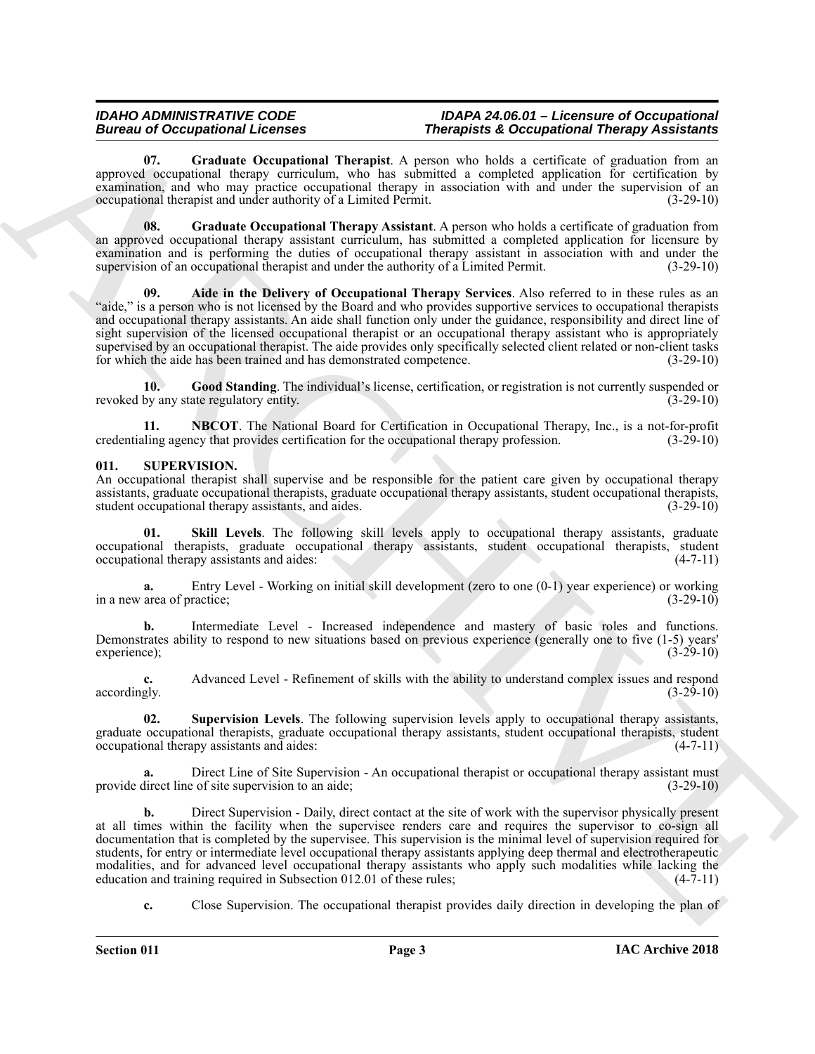**07. Graduate Occupational Therapist**. A person who holds a certificate of graduation from an approved occupational therapy curriculum, who has submitted a completed application for certification by examination, and who may practice occupational therapy in association with and under the supervision of an occupational therapist and under authority of a Limited Permit. (3-29-10)

**08. Graduate Occupational Therapy Assistant**. A person who holds a certificate of graduation from an approved occupational therapy assistant curriculum, has submitted a completed application for licensure by examination and is performing the duties of occupational therapy assistant in association with and under the supervision of an occupational therapist and under the authority of a Limited Permit. (3-29-10)

**09. Aide in the Delivery of Occupational Therapy Services**. Also referred to in these rules as an "aide," is a person who is not licensed by the Board and who provides supportive services to occupational therapists and occupational therapy assistants. An aide shall function only under the guidance, responsibility and direct line of sight supervision of the licensed occupational therapist or an occupational therapy assistant who is appropriately supervised by an occupational therapist. The aide provides only specifically selected client related or non-client tasks for which the aide has been trained and has demonstrated competence. (3-29-10)

**10. Good Standing**. The individual's license, certification, or registration is not currently suspended or revoked by any state regulatory entity. (3-29-10)

**11. NBCOT**. The National Board for Certification in Occupational Therapy, Inc., is a not-for-profit credentialing agency that provides certification for the occupational therapy profession. (3-29-10)

### 011. SUPERVISION.

An occupational therapist shall supervise and be responsible for the patient care given by occupational therapy assistants, graduate occupational therapists, graduate occupational therapy assistants, student occupational therapists, student occupational therapy assistants, and aides. (3-29-10)

**01. Skill Levels**. The following skill levels apply to occupational therapy assistants, graduate occupational therapists, graduate occupational therapy assistants, student occupational therapists, student occupational therapy assistants and aides: (4-7-11)

**a.** Entry Level - Working on initial skill development (zero to one (0-1) year experience) or working in a new area of practice; (3-29-10)

**b.** Intermediate Level - Increased independence and mastery of basic roles and functions. Demonstrates ability to respond to new situations based on previous experience (generally one to five (1-5) years' experience); (3-29-10)

**c.** Advanced Level - Refinement of skills with the ability to understand complex issues and respond accordingly. (3-29-10)

**02. Supervision Levels**. The following supervision levels apply to occupational therapy assistants, graduate occupational therapists, graduate occupational therapy assistants, student occupational therapists, student occupational therapy assistants and aides: (4-7-11)

**a.** Direct Line of Site Supervision - An occupational therapist or occupational therapy assistant must provide direct line of site supervision to an aide; (3-29-10)

**b.** Direct Supervision - Daily, direct contact at the site of work with the supervisor physically present at all times within the facility when the supervisee renders care and requires the supervisor to co-sign all documentation that is completed by the supervisee. This supervision is the minimal level of supervision required for students, for entry or intermediate level occupational therapy assistants applying deep thermal and electrotherapeutic modalities, and for advanced level occupational therapy assistants who apply such modalities while lacking the education and training required in Subsection 012.01 of these rules; (4-7-11)

**c.** Close Supervision. The occupational therapist provides daily direction in developing the plan of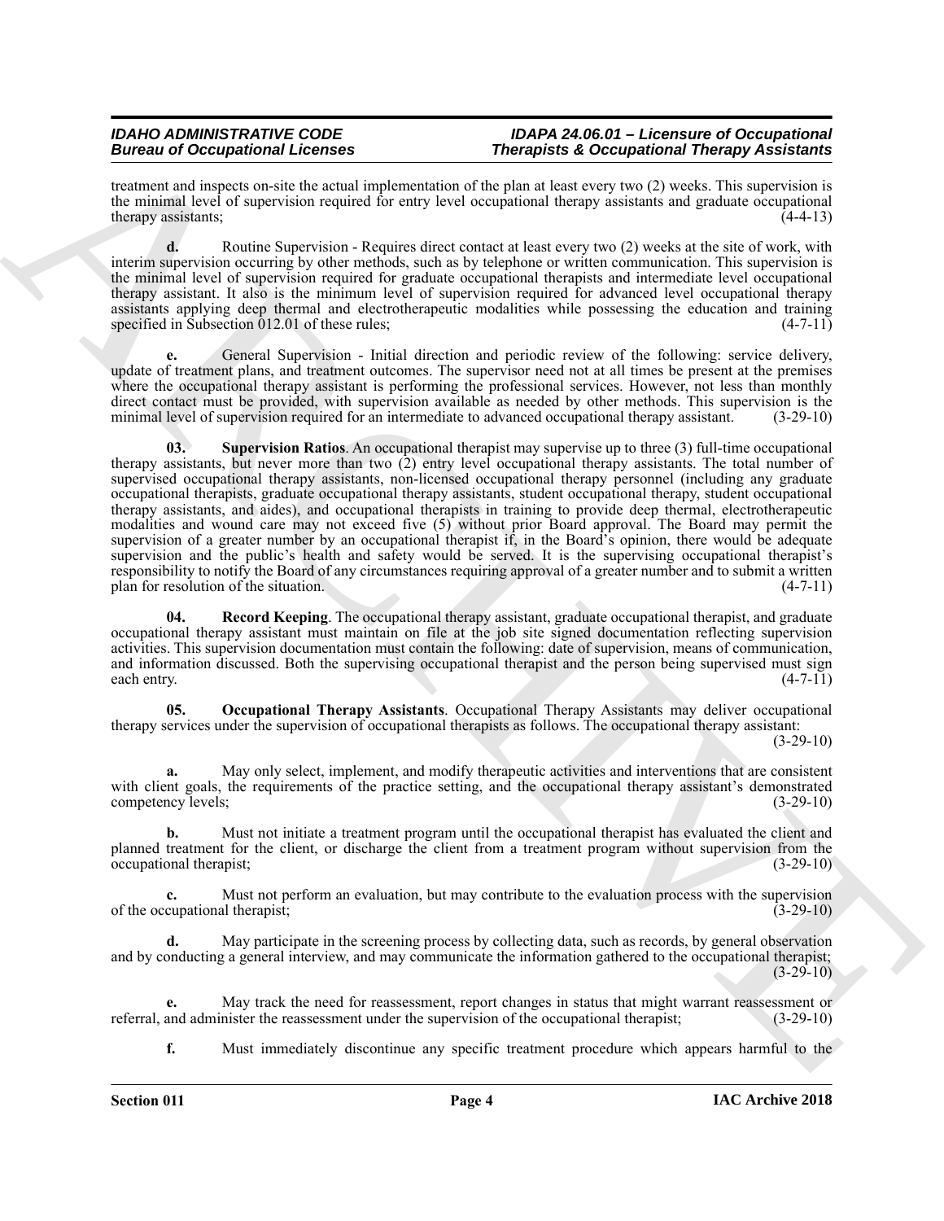treatment and inspects on-site the actual implementation of the plan at least every two (2) weeks. This supervision is the minimal level of supervision required for entry level occupational therapy assistants and graduate occupational therapy assistants; (4-4-13)

**d.** Routine Supervision - Requires direct contact at least every two (2) weeks at the site of work, with interim supervision occurring by other methods, such as by telephone or written communication. This supervision is the minimal level of supervision required for graduate occupational therapists and intermediate level occupational therapy assistant. It also is the minimum level of supervision required for advanced level occupational therapy assistants applying deep thermal and electrotherapeutic modalities while possessing the education and training specified in Subsection 012.01 of these rules; (4-7-11)

**e.** General Supervision - Initial direction and periodic review of the following: service delivery, update of treatment plans, and treatment outcomes. The supervisor need not at all times be present at the premises where the occupational therapy assistant is performing the professional services. However, not less than monthly direct contact must be provided, with supervision available as needed by other methods. This supervision is the minimal level of supervision required for an intermediate to advanced occupational therapy assistant. (3-29-10)

**03. Supervision Ratios**. An occupational therapist may supervise up to three (3) full-time occupational therapy assistants, but never more than two (2) entry level occupational therapy assistants. The total number of supervised occupational therapy assistants, non-licensed occupational therapy personnel (including any graduate occupational therapists, graduate occupational therapy assistants, student occupational therapy, student occupational therapy assistants, and aides), and occupational therapists in training to provide deep thermal, electrotherapeutic modalities and wound care may not exceed five (5) without prior Board approval. The Board may permit the supervision of a greater number by an occupational therapist if, in the Board's opinion, there would be adequate supervision and the public's health and safety would be served. It is the supervising occupational therapist's responsibility to notify the Board of any circumstances requiring approval of a greater number and to submit a written plan for resolution of the situation. (4-7-11)

**04. Record Keeping**. The occupational therapy assistant, graduate occupational therapist, and graduate occupational therapy assistant must maintain on file at the job site signed documentation reflecting supervision activities. This supervision documentation must contain the following: date of supervision, means of communication, and information discussed. Both the supervising occupational therapist and the person being supervised must sign each entry. (4-7-11)

**05. Occupational Therapy Assistants**. Occupational Therapy Assistants may deliver occupational therapy services under the supervision of occupational therapists as follows. The occupational therapy assistant: (3-29-10)

**a.** May only select, implement, and modify therapeutic activities and interventions that are consistent with client goals, the requirements of the practice setting, and the occupational therapy assistant's demonstrated competency levels; (3-29-10)

**b.** Must not initiate a treatment program until the occupational therapist has evaluated the client and planned treatment for the client, or discharge the client from a treatment program without supervision from the occupational therapist; (3-29-10)

**c.** Must not perform an evaluation, but may contribute to the evaluation process with the supervision of the occupational therapist; (3-29-10)

**d.** May participate in the screening process by collecting data, such as records, by general observation and by conducting a general interview, and may communicate the information gathered to the occupational therapist; (3-29-10)

**e.** May track the need for reassessment, report changes in status that might warrant reassessment or referral, and administer the reassessment under the supervision of the occupational therapist; (3-29-10)

**f.** Must immediately discontinue any specific treatment procedure which appears harmful to the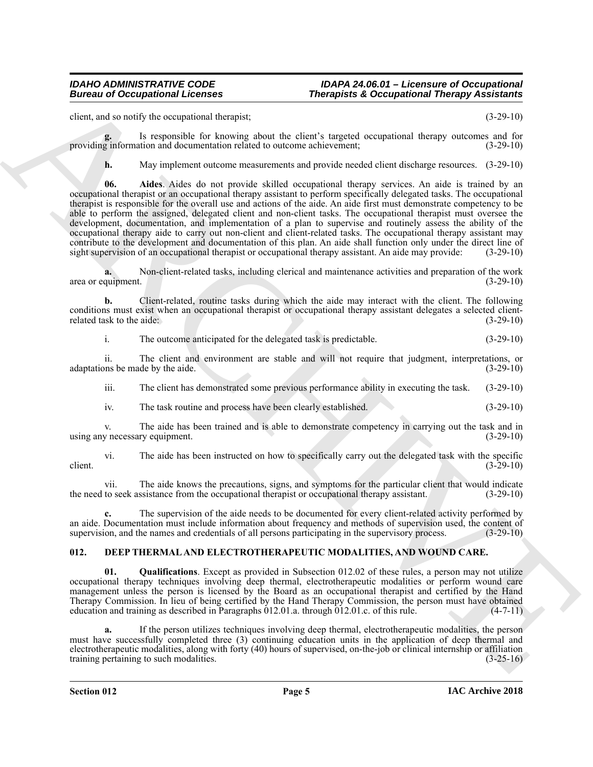client, and so notify the occupational therapist; (3-29-10)

**g.** Is responsible for knowing about the client's targeted occupational therapy outcomes and for providing information and documentation related to outcome achievement; (3-29-10)

**h.** May implement outcome measurements and provide needed client discharge resources. (3-29-10)

**06. Aides**. Aides do not provide skilled occupational therapy services. An aide is trained by an occupational therapist or an occupational therapy assistant to perform specifically delegated tasks. The occupational therapist is responsible for the overall use and actions of the aide. An aide first must demonstrate competency to be able to perform the assigned, delegated client and non-client tasks. The occupational therapist must oversee the development, documentation, and implementation of a plan to supervise and routinely assess the ability of the occupational therapy aide to carry out non-client and client-related tasks. The occupational therapy assistant may contribute to the development and documentation of this plan. An aide shall function only under the direct line of sight supervision of an occupational therapist or occupational therapy assistant. An aide may provide: (3-29-10)

**a.** Non-client-related tasks, including clerical and maintenance activities and preparation of the work area or equipment. (3-29-10)

**b.** Client-related, routine tasks during which the aide may interact with the client. The following conditions must exist when an occupational therapist or occupational therapy assistant delegates a selected client-related task to the aide: (3-29-10)

i. The outcome anticipated for the delegated task is predictable. (3-29-10)

ii. The client and environment are stable and will not require that judgment, interpretations, or adaptations be made by the aide. (3-29-10)

iii. The client has demonstrated some previous performance ability in executing the task. (3-29-10)

iv. The task routine and process have been clearly established. (3-29-10)

v. The aide has been trained and is able to demonstrate competency in carrying out the task and in using any necessary equipment. (3-29-10)

vi. The aide has been instructed on how to specifically carry out the delegated task with the specific client. (3-29-10)

vii. The aide knows the precautions, signs, and symptoms for the particular client that would indicate the need to seek assistance from the occupational therapist or occupational therapy assistant. (3-29-10)

**c.** The supervision of the aide needs to be documented for every client-related activity performed by an aide. Documentation must include information about frequency and methods of supervision used, the content of supervision, and the names and credentials of all persons participating in the supervisory process. (3-29-10)

## 012. DEEP THERMAL AND ELECTROTHERAPEUTIC MODALITIES, AND WOUND CARE.

**01. Qualifications**. Except as provided in Subsection 012.02 of these rules, a person may not utilize occupational therapy techniques involving deep thermal, electrotherapeutic modalities or perform wound care management unless the person is licensed by the Board as an occupational therapist and certified by the Hand Therapy Commission. In lieu of being certified by the Hand Therapy Commission, the person must have obtained education and training as described in Paragraphs 012.01.a. through 012.01.c. of this rule. (4-7-11)

**a.** If the person utilizes techniques involving deep thermal, electrotherapeutic modalities, the person must have successfully completed three (3) continuing education units in the application of deep thermal and electrotherapeutic modalities, along with forty (40) hours of supervised, on-the-job or clinical internship or affiliation training pertaining to such modalities. (3-25-16)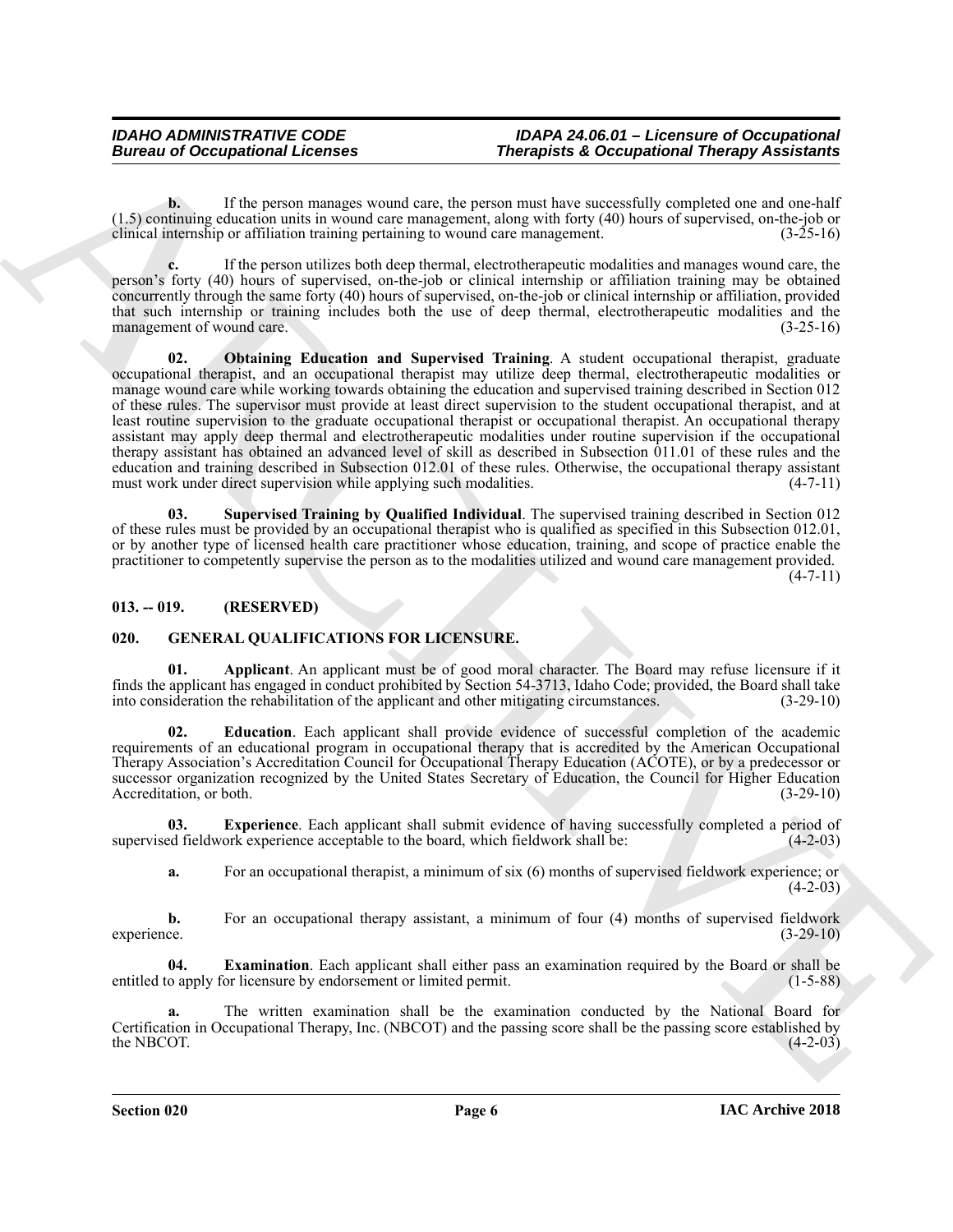**b.** If the person manages wound care, the person must have successfully completed one and one-half (1.5) continuing education units in wound care management, along with forty (40) hours of supervised, on-the-job or clinical internship or affiliation training pertaining to wound care management. (3-25-16)

**c.** If the person utilizes both deep thermal, electrotherapeutic modalities and manages wound care, the person's forty (40) hours of supervised, on-the-job or clinical internship or affiliation training may be obtained concurrently through the same forty (40) hours of supervised, on-the-job or clinical internship or affiliation, provided that such internship or training includes both the use of deep thermal, electrotherapeutic modalities and the management of wound care. (3-25-16)

**02. Obtaining Education and Supervised Training**. A student occupational therapist, graduate occupational therapist, and an occupational therapist may utilize deep thermal, electrotherapeutic modalities or manage wound care while working towards obtaining the education and supervised training described in Section 012 of these rules. The supervisor must provide at least direct supervision to the student occupational therapist, and at least routine supervision to the graduate occupational therapist or occupational therapist. An occupational therapy assistant may apply deep thermal and electrotherapeutic modalities under routine supervision if the occupational therapy assistant has obtained an advanced level of skill as described in Subsection 011.01 of these rules and the education and training described in Subsection 012.01 of these rules. Otherwise, the occupational therapy assistant must work under direct supervision while applying such modalities. (4-7-11)

**03. Supervised Training by Qualified Individual**. The supervised training described in Section 012 of these rules must be provided by an occupational therapist who is qualified as specified in this Subsection 012.01, or by another type of licensed health care practitioner whose education, training, and scope of practice enable the practitioner to competently supervise the person as to the modalities utilized and wound care management provided. (4-7-11)

## 013. -- 019. (RESERVED)

## 020. GENERAL QUALIFICATIONS FOR LICENSURE.

**01. Applicant**. An applicant must be of good moral character. The Board may refuse licensure if it finds the applicant has engaged in conduct prohibited by Section 54-3713, Idaho Code; provided, the Board shall take into consideration the rehabilitation of the applicant and other mitigating circumstances. (3-29-10)

**02. Education**. Each applicant shall provide evidence of successful completion of the academic requirements of an educational program in occupational therapy that is accredited by the American Occupational Therapy Association's Accreditation Council for Occupational Therapy Education (ACOTE), or by a predecessor or successor organization recognized by the United States Secretary of Education, the Council for Higher Education Accreditation, or both. (3-29-10)

**03. Experience**. Each applicant shall submit evidence of having successfully completed a period of supervised fieldwork experience acceptable to the board, which fieldwork shall be: (4-2-03)

**a.** For an occupational therapist, a minimum of six (6) months of supervised fieldwork experience; or (4-2-03)

**b.** For an occupational therapy assistant, a minimum of four (4) months of supervised fieldwork experience. (3-29-10)

**04. Examination**. Each applicant shall either pass an examination required by the Board or shall be entitled to apply for licensure by endorsement or limited permit. (1-5-88)

**a.** The written examination shall be the examination conducted by the National Board for Certification in Occupational Therapy, Inc. (NBCOT) and the passing score shall be the passing score established by the NBCOT. (4-2-03)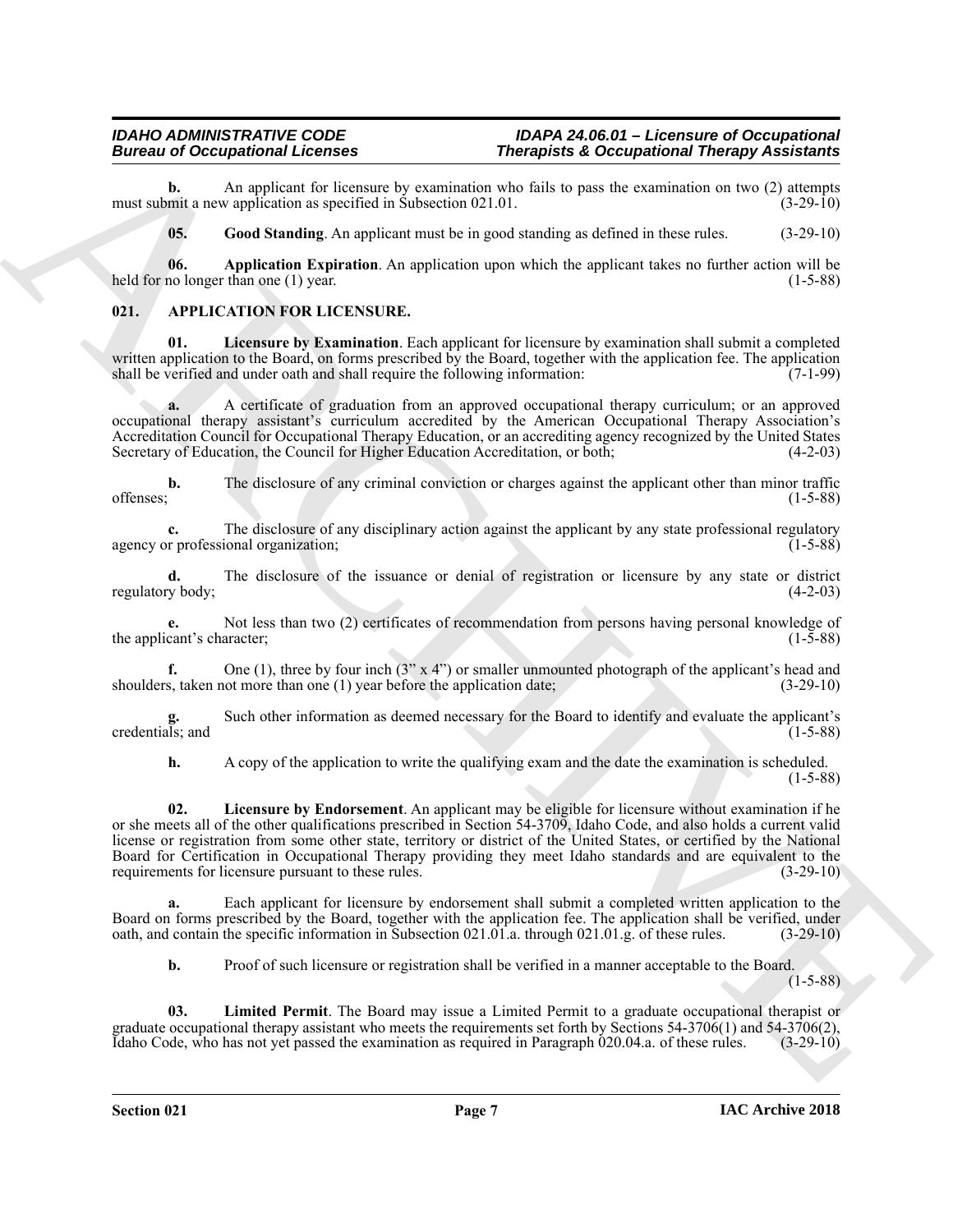**b.** An applicant for licensure by examination who fails to pass the examination on two (2) attempts must submit a new application as specified in Subsection 021.01. (3-29-10)

**05. Good Standing**. An applicant must be in good standing as defined in these rules. (3-29-10)

**06. Application Expiration**. An application upon which the applicant takes no further action will be held for no longer than one (1) year. (1-5-88)

## 021. APPLICATION FOR LICENSURE.

**01. Licensure by Examination**. Each applicant for licensure by examination shall submit a completed written application to the Board, on forms prescribed by the Board, together with the application fee. The application shall be verified and under oath and shall require the following information: (7-1-99)

**a.** A certificate of graduation from an approved occupational therapy curriculum; or an approved occupational therapy assistant's curriculum accredited by the American Occupational Therapy Association's Accreditation Council for Occupational Therapy Education, or an accrediting agency recognized by the United States Secretary of Education, the Council for Higher Education Accreditation, or both; (4-2-03)

**b.** The disclosure of any criminal conviction or charges against the applicant other than minor traffic offenses; (1-5-88)

**c.** The disclosure of any disciplinary action against the applicant by any state professional regulatory agency or professional organization; (1-5-88)

**d.** The disclosure of the issuance or denial of registration or licensure by any state or district regulatory body; (4-2-03)

**e.** Not less than two (2) certificates of recommendation from persons having personal knowledge of the applicant's character; (1-5-88)

**f.** One (1), three by four inch (3" x 4") or smaller unmounted photograph of the applicant's head and shoulders, taken not more than one (1) year before the application date; (3-29-10)

**g.** Such other information as deemed necessary for the Board to identify and evaluate the applicant's credentials; and (1-5-88)

**h.** A copy of the application to write the qualifying exam and the date the examination is scheduled. (1-5-88)

**02. Licensure by Endorsement**. An applicant may be eligible for licensure without examination if he or she meets all of the other qualifications prescribed in Section 54-3709, Idaho Code, and also holds a current valid license or registration from some other state, territory or district of the United States, or certified by the National Board for Certification in Occupational Therapy providing they meet Idaho standards and are equivalent to the requirements for licensure pursuant to these rules. (3-29-10)

**a.** Each applicant for licensure by endorsement shall submit a completed written application to the Board on forms prescribed by the Board, together with the application fee. The application shall be verified, under oath, and contain the specific information in Subsection 021.01.a. through 021.01.g. of these rules. (3-29-10)

**b.** Proof of such licensure or registration shall be verified in a manner acceptable to the Board. (1-5-88)

**03. Limited Permit**. The Board may issue a Limited Permit to a graduate occupational therapist or graduate occupational therapy assistant who meets the requirements set forth by Sections 54-3706(1) and 54-3706(2), Idaho Code, who has not yet passed the examination as required in Paragraph 020.04.a. of these rules. (3-29-10)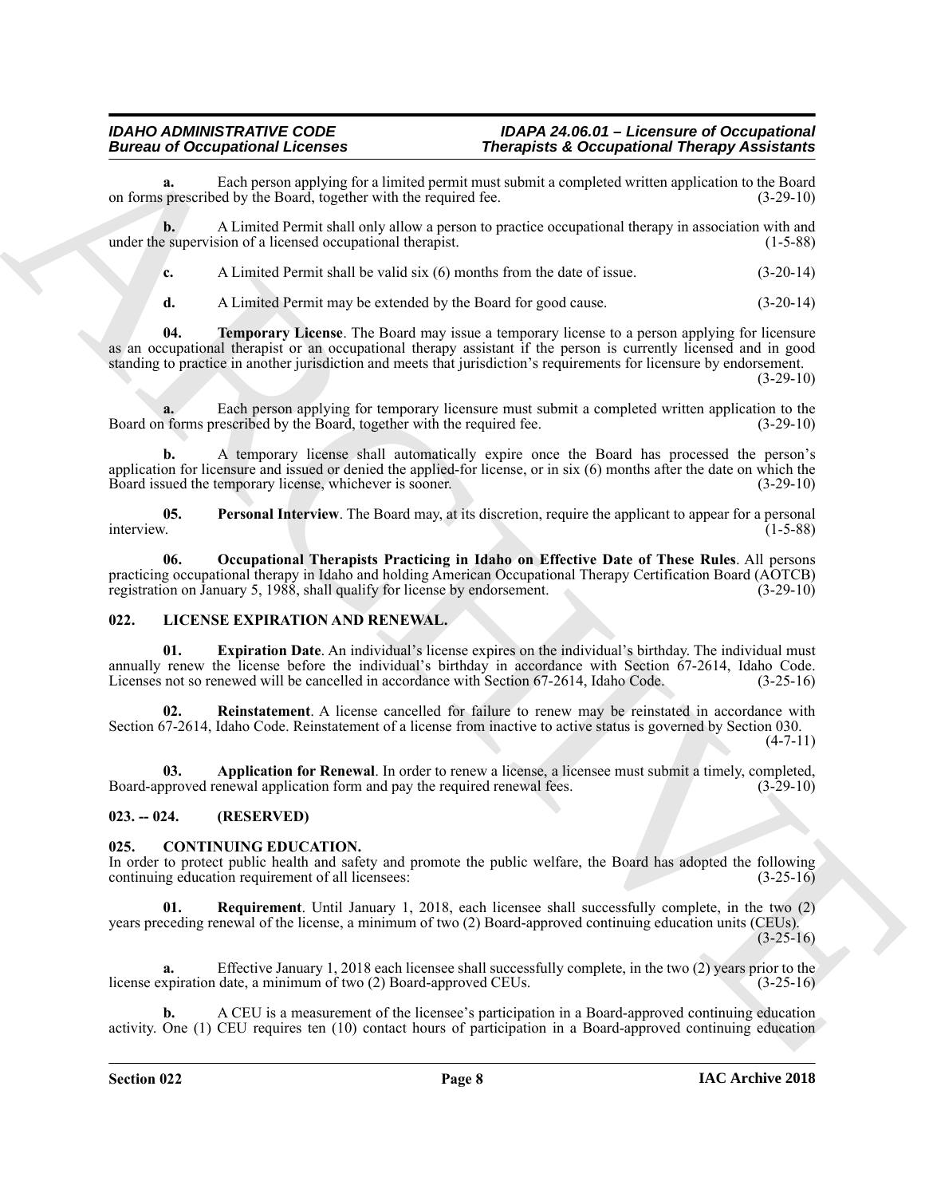**a.** Each person applying for a limited permit must submit a completed written application to the Board on forms prescribed by the Board, together with the required fee. (3-29-10)

**b.** A Limited Permit shall only allow a person to practice occupational therapy in association with and under the supervision of a licensed occupational therapist. (1-5-88)

**c.** A Limited Permit shall be valid six (6) months from the date of issue. (3-20-14)

**d.** A Limited Permit may be extended by the Board for good cause. (3-20-14)

**04. Temporary License**. The Board may issue a temporary license to a person applying for licensure as an occupational therapist or an occupational therapy assistant if the person is currently licensed and in good standing to practice in another jurisdiction and meets that jurisdiction's requirements for licensure by endorsement. (3-29-10)

**a.** Each person applying for temporary licensure must submit a completed written application to the Board on forms prescribed by the Board, together with the required fee. (3-29-10)

**b.** A temporary license shall automatically expire once the Board has processed the person's application for licensure and issued or denied the applied-for license, or in six (6) months after the date on which the Board issued the temporary license, whichever is sooner. (3-29-10)

**05. Personal Interview**. The Board may, at its discretion, require the applicant to appear for a personal interview. (1-5-88)

**06. Occupational Therapists Practicing in Idaho on Effective Date of These Rules**. All persons practicing occupational therapy in Idaho and holding American Occupational Therapy Certification Board (AOTCB) registration on January 5, 1988, shall qualify for license by endorsement. (3-29-10)

## 022. LICENSE EXPIRATION AND RENEWAL.

**01. Expiration Date**. An individual's license expires on the individual's birthday. The individual must annually renew the license before the individual's birthday in accordance with Section 67-2614, Idaho Code. Licenses not so renewed will be cancelled in accordance with Section 67-2614, Idaho Code. (3-25-16)

**02. Reinstatement**. A license cancelled for failure to renew may be reinstated in accordance with Section 67-2614, Idaho Code. Reinstatement of a license from inactive to active status is governed by Section 030. (4-7-11)

**03. Application for Renewal**. In order to renew a license, a licensee must submit a timely, completed, Board-approved renewal application form and pay the required renewal fees. (3-29-10)

## 023. -- 024. (RESERVED)

## 025. CONTINUING EDUCATION.

In order to protect public health and safety and promote the public welfare, the Board has adopted the following continuing education requirement of all licensees: (3-25-16)

**01. Requirement**. Until January 1, 2018, each licensee shall successfully complete, in the two (2) years preceding renewal of the license, a minimum of two (2) Board-approved continuing education units (CEUs). (3-25-16)

**a.** Effective January 1, 2018 each licensee shall successfully complete, in the two (2) years prior to the license expiration date, a minimum of two (2) Board-approved CEUs. (3-25-16)

**b.** A CEU is a measurement of the licensee's participation in a Board-approved continuing education activity. One (1) CEU requires ten (10) contact hours of participation in a Board-approved continuing education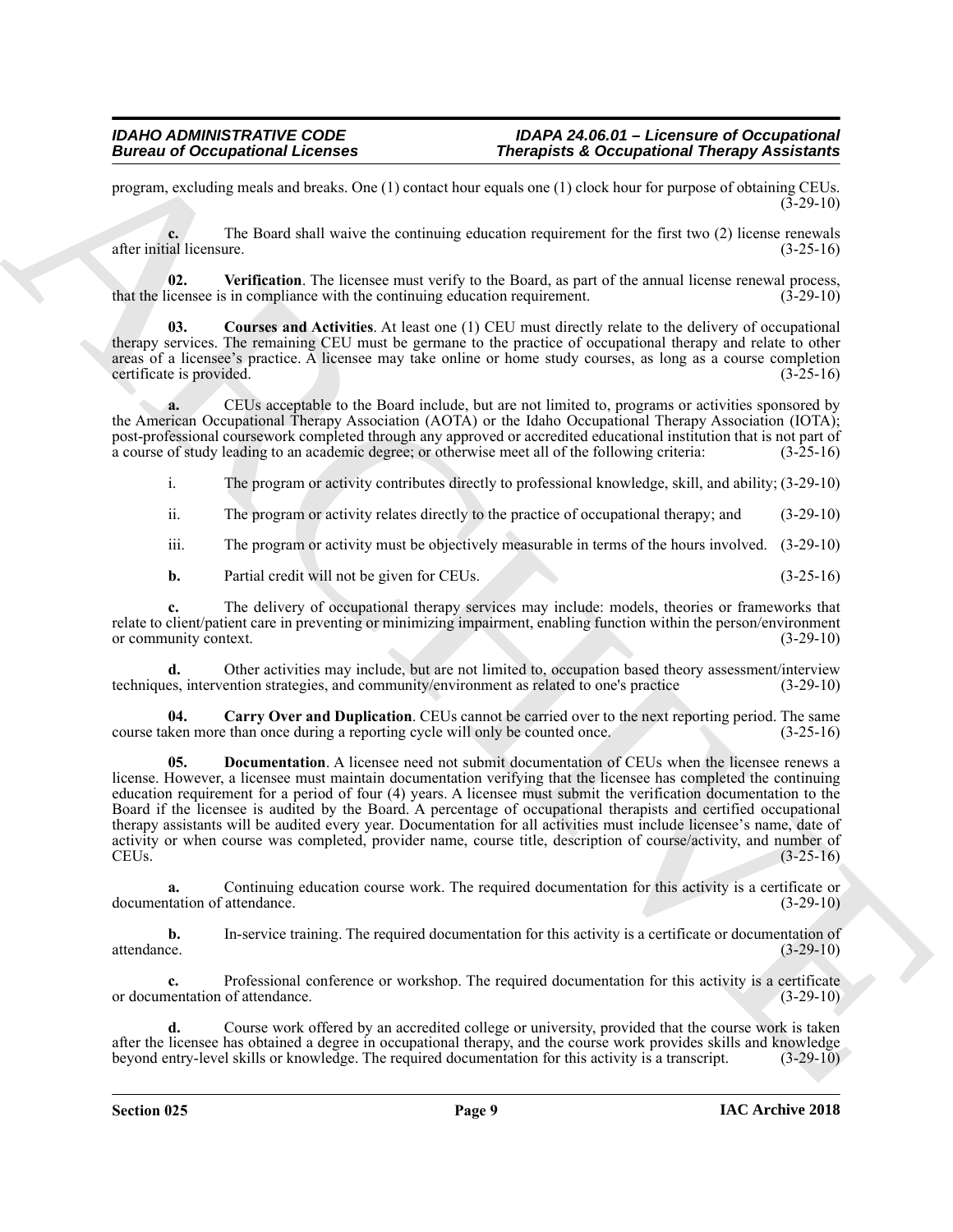program, excluding meals and breaks. One (1) contact hour equals one (1) clock hour for purpose of obtaining CEUs. (3-29-10)

**c.** The Board shall waive the continuing education requirement for the first two (2) license renewals after initial licensure. (3-25-16)

**02. Verification**. The licensee must verify to the Board, as part of the annual license renewal process, that the licensee is in compliance with the continuing education requirement. (3-29-10)

**03. Courses and Activities**. At least one (1) CEU must directly relate to the delivery of occupational therapy services. The remaining CEU must be germane to the practice of occupational therapy and relate to other areas of a licensee's practice. A licensee may take online or home study courses, as long as a course completion certificate is provided. (3-25-16)

**a.** CEUs acceptable to the Board include, but are not limited to, programs or activities sponsored by the American Occupational Therapy Association (AOTA) or the Idaho Occupational Therapy Association (IOTA); post-professional coursework completed through any approved or accredited educational institution that is not part of a course of study leading to an academic degree; or otherwise meet all of the following criteria: (3-25-16)

i. The program or activity contributes directly to professional knowledge, skill, and ability; (3-29-10)

ii. The program or activity relates directly to the practice of occupational therapy; and (3-29-10)

iii. The program or activity must be objectively measurable in terms of the hours involved. (3-29-10)

**b.** Partial credit will not be given for CEUs. (3-25-16)

**c.** The delivery of occupational therapy services may include: models, theories or frameworks that relate to client/patient care in preventing or minimizing impairment, enabling function within the person/environment or community context. (3-29-10)

**d.** Other activities may include, but are not limited to, occupation based theory assessment/interview techniques, intervention strategies, and community/environment as related to one's practice (3-29-10)

**04. Carry Over and Duplication**. CEUs cannot be carried over to the next reporting period. The same course taken more than once during a reporting cycle will only be counted once. (3-25-16)

**05. Documentation**. A licensee need not submit documentation of CEUs when the licensee renews a license. However, a licensee must maintain documentation verifying that the licensee has completed the continuing education requirement for a period of four (4) years. A licensee must submit the verification documentation to the Board if the licensee is audited by the Board. A percentage of occupational therapists and certified occupational therapy assistants will be audited every year. Documentation for all activities must include licensee's name, date of activity or when course was completed, provider name, course title, description of course/activity, and number of CEUs. (3-25-16)

**a.** Continuing education course work. The required documentation for this activity is a certificate or documentation of attendance. (3-29-10)

**b.** In-service training. The required documentation for this activity is a certificate or documentation of attendance. (3-29-10)

**c.** Professional conference or workshop. The required documentation for this activity is a certificate or documentation of attendance. (3-29-10)

**d.** Course work offered by an accredited college or university, provided that the course work is taken after the licensee has obtained a degree in occupational therapy, and the course work provides skills and knowledge beyond entry-level skills or knowledge. The required documentation for this activity is a transcript. (3-29-10)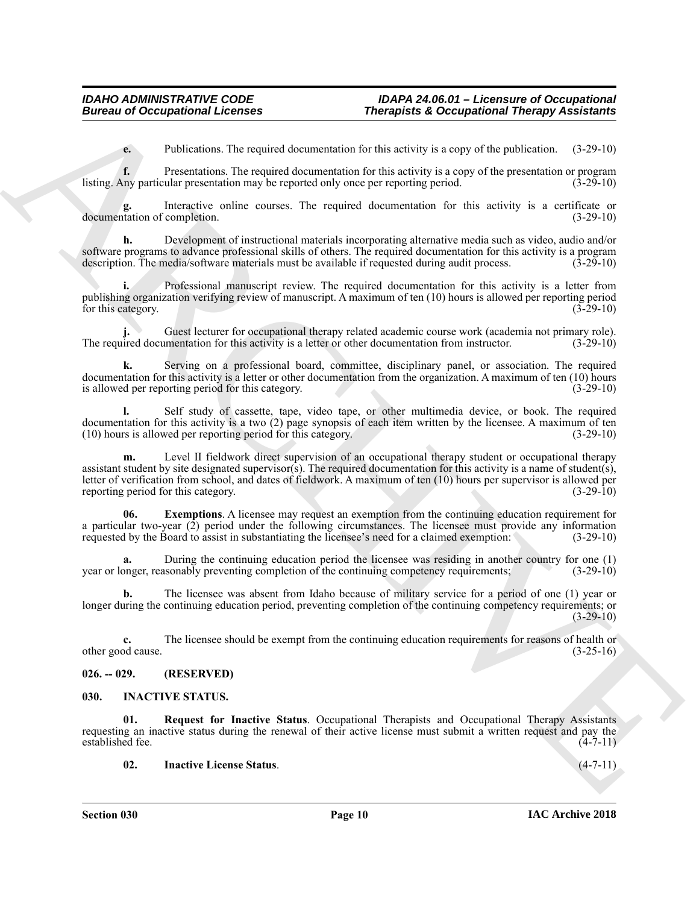**e.** Publications. The required documentation for this activity is a copy of the publication. (3-29-10)

**f.** Presentations. The required documentation for this activity is a copy of the presentation or program listing. Any particular presentation may be reported only once per reporting period. (3-29-10)

**g.** Interactive online courses. The required documentation for this activity is a certificate or documentation of completion. (3-29-10)

**h.** Development of instructional materials incorporating alternative media such as video, audio and/or software programs to advance professional skills of others. The required documentation for this activity is a program description. The media/software materials must be available if requested during audit process. (3-29-10)

**i.** Professional manuscript review. The required documentation for this activity is a letter from publishing organization verifying review of manuscript. A maximum of ten (10) hours is allowed per reporting period for this category. (3-29-10)

**j.** Guest lecturer for occupational therapy related academic course work (academia not primary role). The required documentation for this activity is a letter or other documentation from instructor. (3-29-10)

**k.** Serving on a professional board, committee, disciplinary panel, or association. The required documentation for this activity is a letter or other documentation from the organization. A maximum of ten (10) hours is allowed per reporting period for this category. (3-29-10)

**l.** Self study of cassette, tape, video tape, or other multimedia device, or book. The required documentation for this activity is a two (2) page synopsis of each item written by the licensee. A maximum of ten (10) hours is allowed per reporting period for this category. (3-29-10)

**m.** Level II fieldwork direct supervision of an occupational therapy student or occupational therapy assistant student by site designated supervisor(s). The required documentation for this activity is a name of student(s), letter of verification from school, and dates of fieldwork. A maximum of ten (10) hours per supervisor is allowed per reporting period for this category. (3-29-10)

**06. Exemptions**. A licensee may request an exemption from the continuing education requirement for a particular two-year (2) period under the following circumstances. The licensee must provide any information requested by the Board to assist in substantiating the licensee's need for a claimed exemption: (3-29-10)

**a.** During the continuing education period the licensee was residing in another country for one (1) year or longer, reasonably preventing completion of the continuing competency requirements; (3-29-10)

**b.** The licensee was absent from Idaho because of military service for a period of one (1) year or longer during the continuing education period, preventing completion of the continuing competency requirements; or (3-29-10)

**c.** The licensee should be exempt from the continuing education requirements for reasons of health or other good cause. (3-25-16)

### 026. -- 029. (RESERVED)

### 030. INACTIVE STATUS.

**01. Request for Inactive Status**. Occupational Therapists and Occupational Therapy Assistants requesting an inactive status during the renewal of their active license must submit a written request and pay the established fee. (4-7-11)

**02. Inactive License Status**. (4-7-11)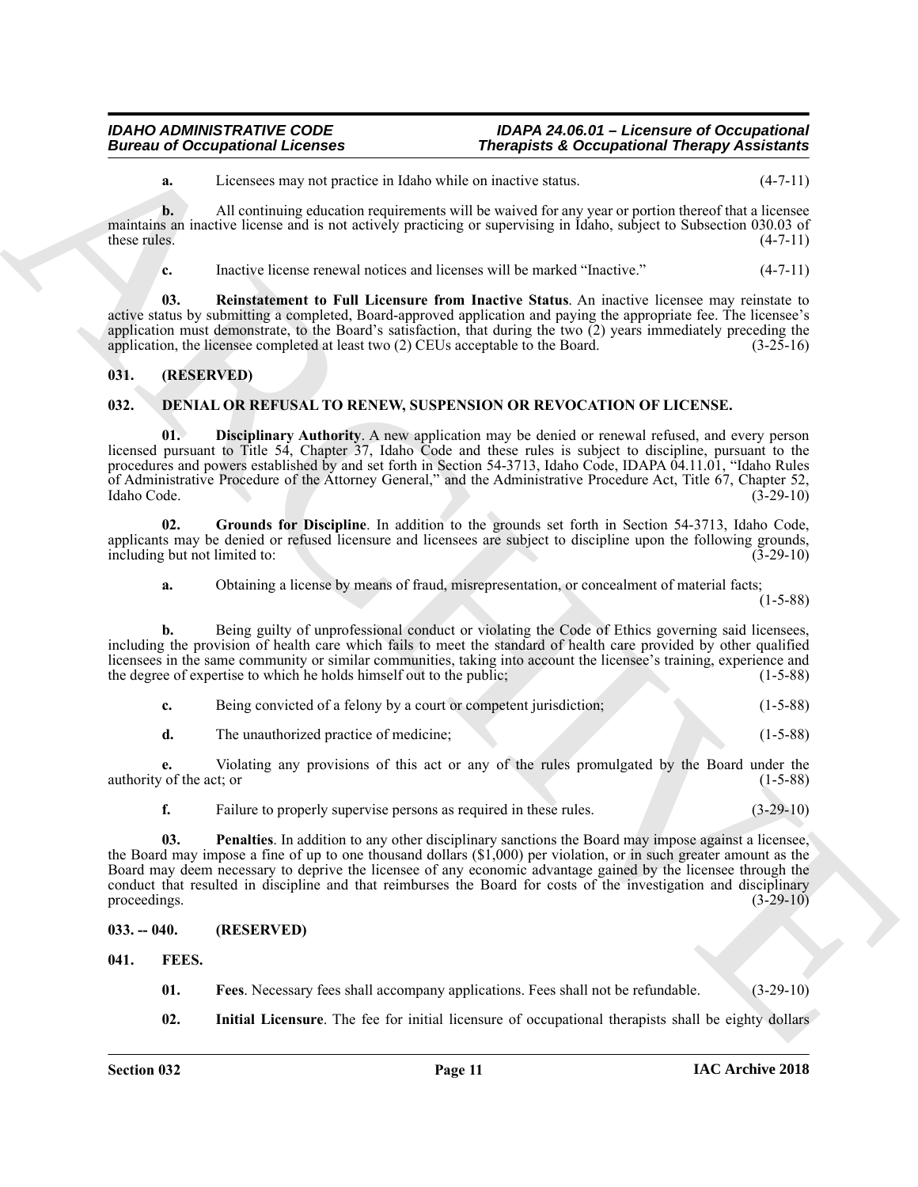**a.** Licensees may not practice in Idaho while on inactive status. (4-7-11)

**b.** All continuing education requirements will be waived for any year or portion thereof that a licensee maintains an inactive license and is not actively practicing or supervising in Idaho, subject to Subsection 030.03 of these rules. (4-7-11)

**c.** Inactive license renewal notices and licenses will be marked "Inactive." (4-7-11)

**03. Reinstatement to Full Licensure from Inactive Status**. An inactive licensee may reinstate to active status by submitting a completed, Board-approved application and paying the appropriate fee. The licensee's application must demonstrate, to the Board's satisfaction, that during the two (2) years immediately preceding the application, the licensee completed at least two (2) CEUs acceptable to the Board. (3-25-16)

## 031. (RESERVED)

## 032. DENIAL OR REFUSAL TO RENEW, SUSPENSION OR REVOCATION OF LICENSE.

**01. Disciplinary Authority**. A new application may be denied or renewal refused, and every person licensed pursuant to Title 54, Chapter 37, Idaho Code and these rules is subject to discipline, pursuant to the procedures and powers established by and set forth in Section 54-3713, Idaho Code, IDAPA 04.11.01, "Idaho Rules of Administrative Procedure of the Attorney General," and the Administrative Procedure Act, Title 67, Chapter 52, Idaho Code. (3-29-10)

**02. Grounds for Discipline**. In addition to the grounds set forth in Section 54-3713, Idaho Code, applicants may be denied or refused licensure and licensees are subject to discipline upon the following grounds, including but not limited to: (3-29-10)

**a.** Obtaining a license by means of fraud, misrepresentation, or concealment of material facts; (1-5-88)

**b.** Being guilty of unprofessional conduct or violating the Code of Ethics governing said licensees, including the provision of health care which fails to meet the standard of health care provided by other qualified licensees in the same community or similar communities, taking into account the licensee's training, experience and the degree of expertise to which he holds himself out to the public; (1-5-88)

**c.** Being convicted of a felony by a court or competent jurisdiction; (1-5-88)

**d.** The unauthorized practice of medicine; (1-5-88)

**e.** Violating any provisions of this act or any of the rules promulgated by the Board under the authority of the act; or (1-5-88)

**f.** Failure to properly supervise persons as required in these rules. (3-29-10)

**03. Penalties**. In addition to any other disciplinary sanctions the Board may impose against a licensee, the Board may impose a fine of up to one thousand dollars ($1,000) per violation, or in such greater amount as the Board may deem necessary to deprive the licensee of any economic advantage gained by the licensee through the conduct that resulted in discipline and that reimburses the Board for costs of the investigation and disciplinary proceedings. (3-29-10)

## 033. -- 040. (RESERVED)

## 041. FEES.

**01. Fees**. Necessary fees shall accompany applications. Fees shall not be refundable. (3-29-10)

**02. Initial Licensure**. The fee for initial licensure of occupational therapists shall be eighty dollars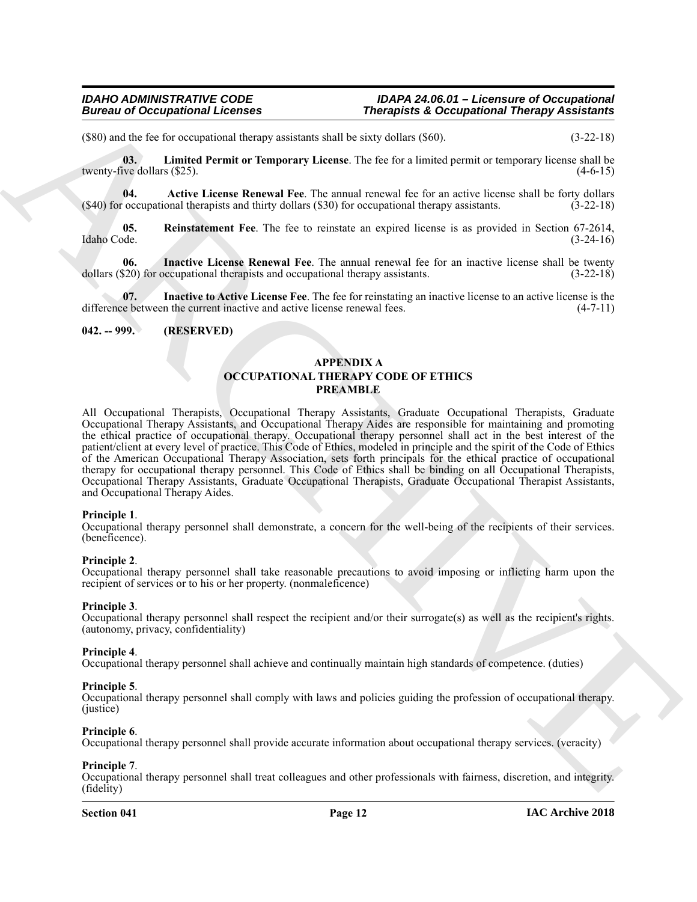($80) and the fee for occupational therapy assistants shall be sixty dollars ($60). (3-22-18)

**03. Limited Permit or Temporary License**. The fee for a limited permit or temporary license shall be twenty-five dollars ($25). (4-6-15)

**04. Active License Renewal Fee**. The annual renewal fee for an active license shall be forty dollars ($40) for occupational therapists and thirty dollars ($30) for occupational therapy assistants. (3-22-18)

**05. Reinstatement Fee**. The fee to reinstate an expired license is as provided in Section 67-2614, Idaho Code. (3-24-16)

**06. Inactive License Renewal Fee**. The annual renewal fee for an inactive license shall be twenty dollars ($20) for occupational therapists and occupational therapy assistants. (3-22-18)

**07. Inactive to Active License Fee**. The fee for reinstating an inactive license to an active license is the difference between the current inactive and active license renewal fees. (4-7-11)

**042. -- 999. (RESERVED)**

## APPENDIX A
## OCCUPATIONAL THERAPY CODE OF ETHICS
## PREAMBLE

All Occupational Therapists, Occupational Therapy Assistants, Graduate Occupational Therapists, Graduate Occupational Therapy Assistants, and Occupational Therapy Aides are responsible for maintaining and promoting the ethical practice of occupational therapy. Occupational therapy personnel shall act in the best interest of the patient/client at every level of practice. This Code of Ethics, modeled in principle and the spirit of the Code of Ethics of the American Occupational Therapy Association, sets forth principals for the ethical practice of occupational therapy for occupational therapy personnel. This Code of Ethics shall be binding on all Occupational Therapists, Occupational Therapy Assistants, Graduate Occupational Therapists, Graduate Occupational Therapist Assistants, and Occupational Therapy Aides.

**Principle 1**.
Occupational therapy personnel shall demonstrate, a concern for the well-being of the recipients of their services. (beneficence).

**Principle 2**.
Occupational therapy personnel shall take reasonable precautions to avoid imposing or inflicting harm upon the recipient of services or to his or her property. (nonmaleficence)

**Principle 3**.
Occupational therapy personnel shall respect the recipient and/or their surrogate(s) as well as the recipient's rights. (autonomy, privacy, confidentiality)

**Principle 4**.
Occupational therapy personnel shall achieve and continually maintain high standards of competence. (duties)

**Principle 5**.
Occupational therapy personnel shall comply with laws and policies guiding the profession of occupational therapy. (justice)

**Principle 6**.
Occupational therapy personnel shall provide accurate information about occupational therapy services. (veracity)

**Principle 7**.
Occupational therapy personnel shall treat colleagues and other professionals with fairness, discretion, and integrity. (fidelity)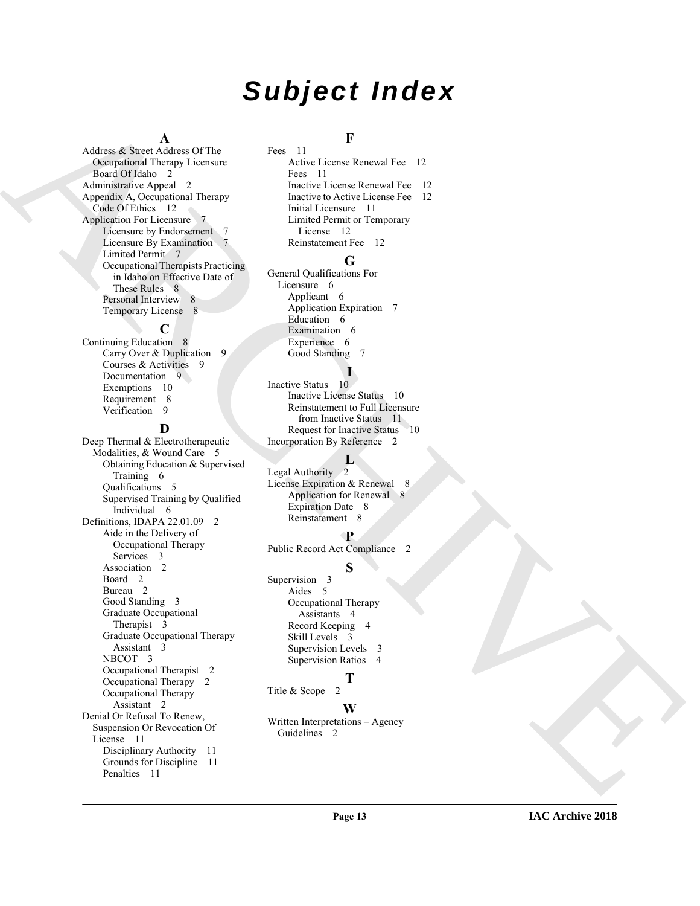# Subject Index

**A**

Address & Street Address Of The Occupational Therapy Licensure Board Of Idaho 2
Administrative Appeal 2
Appendix A, Occupational Therapy Code Of Ethics 12
Application For Licensure 7
- Licensure by Endorsement 7
- Licensure By Examination 7
- Limited Permit 7
- Occupational Therapists Practicing in Idaho on Effective Date of These Rules 8
- Personal Interview 8
- Temporary License 8

**C**

Continuing Education 8
- Carry Over & Duplication 9
- Courses & Activities 9
- Documentation 9
- Exemptions 10
- Requirement 8
- Verification 9

**D**

Deep Thermal & Electrotherapeutic Modalities, & Wound Care 5
- Obtaining Education & Supervised Training 6
- Qualifications 5
- Supervised Training by Qualified Individual 6

Definitions, IDAPA 22.01.09 2
- Aide in the Delivery of Occupational Therapy Services 3
- Association 2
- Board 2
- Bureau 2
- Good Standing 3
- Graduate Occupational Therapist 3
- Graduate Occupational Therapy Assistant 3
- NBCOT 3
- Occupational Therapist 2
- Occupational Therapy 2
- Occupational Therapy Assistant 2

Denial Or Refusal To Renew, Suspension Or Revocation Of License 11
- Disciplinary Authority 11
- Grounds for Discipline 11
- Penalties 11

**F**

Fees 11
- Active License Renewal Fee 12
- Fees 11
- Inactive License Renewal Fee 12
- Inactive to Active License Fee 12
- Initial Licensure 11
- Limited Permit or Temporary License 12
- Reinstatement Fee 12

**G**

General Qualifications For Licensure 6
- Applicant 6
- Application Expiration 7
- Education 6
- Examination 6
- Experience 6
- Good Standing 7

**I**

Inactive Status 10
- Inactive License Status 10
- Reinstatement to Full Licensure from Inactive Status 11
- Request for Inactive Status 10

Incorporation By Reference 2

**L**

Legal Authority 2
License Expiration & Renewal 8
- Application for Renewal 8
- Expiration Date 8
- Reinstatement 8

**P**

Public Record Act Compliance 2

**S**

Supervision 3
- Aides 5
- Occupational Therapy Assistants 4
- Record Keeping 4
- Skill Levels 3
- Supervision Levels 3
- Supervision Ratios 4

**T**

Title & Scope 2

**W**

Written Interpretations – Agency Guidelines 2